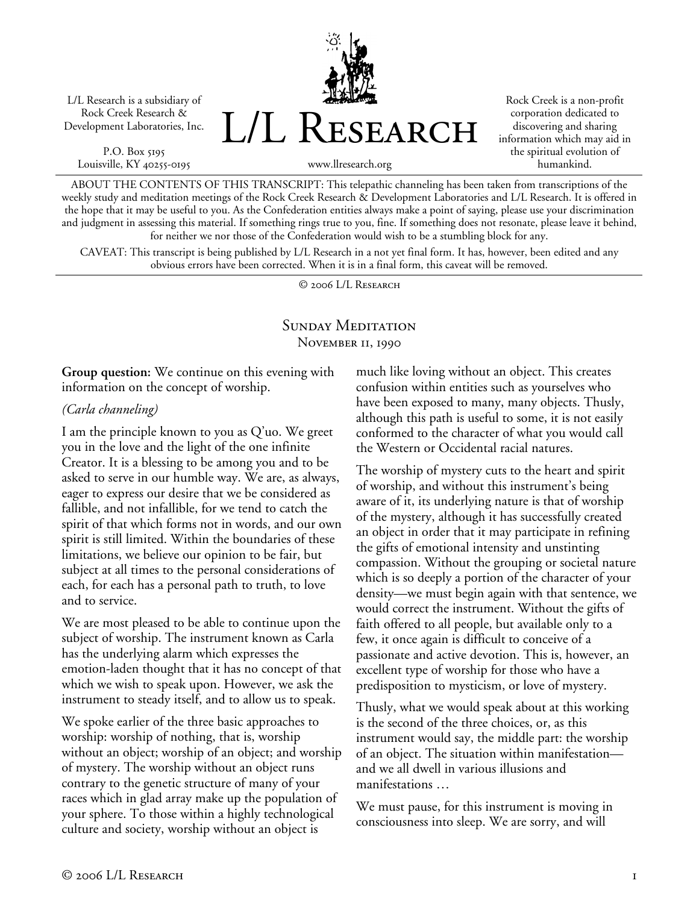L/L Research is a subsidiary of Rock Creek Research & Development Laboratories, Inc.

P.O. Box 5195
Louisville, KY 40255-0195

# L/L Research

www.llresearch.org

Rock Creek is a non-profit corporation dedicated to discovering and sharing information which may aid in the spiritual evolution of humankind.

ABOUT THE CONTENTS OF THIS TRANSCRIPT: This telepathic channeling has been taken from transcriptions of the weekly study and meditation meetings of the Rock Creek Research & Development Laboratories and L/L Research. It is offered in the hope that it may be useful to you. As the Confederation entities always make a point of saying, please use your discrimination and judgment in assessing this material. If something rings true to you, fine. If something does not resonate, please leave it behind, for neither we nor those of the Confederation would wish to be a stumbling block for any.

CAVEAT: This transcript is being published by L/L Research in a not yet final form. It has, however, been edited and any obvious errors have been corrected. When it is in a final form, this caveat will be removed.

© 2006 L/L Research

## Sunday Meditation
November 11, 1990

**Group question:** We continue on this evening with information on the concept of worship.

*(Carla channeling)*

I am the principle known to you as Q'uo. We greet you in the love and the light of the one infinite Creator. It is a blessing to be among you and to be asked to serve in our humble way. We are, as always, eager to express our desire that we be considered as fallible, and not infallible, for we tend to catch the spirit of that which forms not in words, and our own spirit is still limited. Within the boundaries of these limitations, we believe our opinion to be fair, but subject at all times to the personal considerations of each, for each has a personal path to truth, to love and to service.

We are most pleased to be able to continue upon the subject of worship. The instrument known as Carla has the underlying alarm which expresses the emotion-laden thought that it has no concept of that which we wish to speak upon. However, we ask the instrument to steady itself, and to allow us to speak.

We spoke earlier of the three basic approaches to worship: worship of nothing, that is, worship without an object; worship of an object; and worship of mystery. The worship without an object runs contrary to the genetic structure of many of your races which in glad array make up the population of your sphere. To those within a highly technological culture and society, worship without an object is much like loving without an object. This creates confusion within entities such as yourselves who have been exposed to many, many objects. Thusly, although this path is useful to some, it is not easily conformed to the character of what you would call the Western or Occidental racial natures.

The worship of mystery cuts to the heart and spirit of worship, and without this instrument's being aware of it, its underlying nature is that of worship of the mystery, although it has successfully created an object in order that it may participate in refining the gifts of emotional intensity and unstinting compassion. Without the grouping or societal nature which is so deeply a portion of the character of your density—we must begin again with that sentence, we would correct the instrument. Without the gifts of faith offered to all people, but available only to a few, it once again is difficult to conceive of a passionate and active devotion. This is, however, an excellent type of worship for those who have a predisposition to mysticism, or love of mystery.

Thusly, what we would speak about at this working is the second of the three choices, or, as this instrument would say, the middle part: the worship of an object. The situation within manifestation—and we all dwell in various illusions and manifestations …

We must pause, for this instrument is moving in consciousness into sleep. We are sorry, and will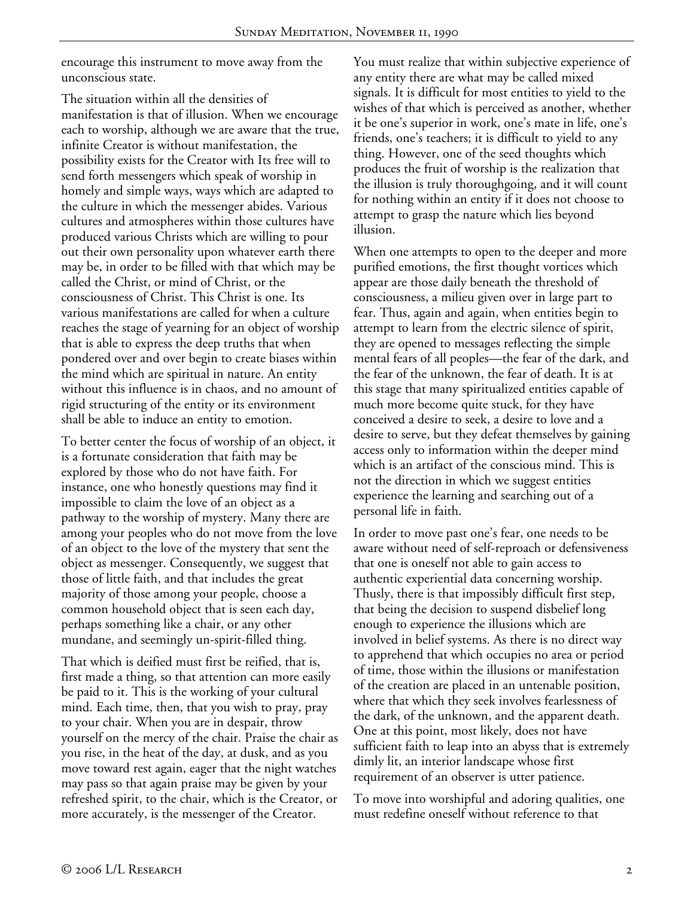encourage this instrument to move away from the unconscious state.

The situation within all the densities of manifestation is that of illusion. When we encourage each to worship, although we are aware that the true, infinite Creator is without manifestation, the possibility exists for the Creator with Its free will to send forth messengers which speak of worship in homely and simple ways, ways which are adapted to the culture in which the messenger abides. Various cultures and atmospheres within those cultures have produced various Christs which are willing to pour out their own personality upon whatever earth there may be, in order to be filled with that which may be called the Christ, or mind of Christ, or the consciousness of Christ. This Christ is one. Its various manifestations are called for when a culture reaches the stage of yearning for an object of worship that is able to express the deep truths that when pondered over and over begin to create biases within the mind which are spiritual in nature. An entity without this influence is in chaos, and no amount of rigid structuring of the entity or its environment shall be able to induce an entity to emotion.

To better center the focus of worship of an object, it is a fortunate consideration that faith may be explored by those who do not have faith. For instance, one who honestly questions may find it impossible to claim the love of an object as a pathway to the worship of mystery. Many there are among your peoples who do not move from the love of an object to the love of the mystery that sent the object as messenger. Consequently, we suggest that those of little faith, and that includes the great majority of those among your people, choose a common household object that is seen each day, perhaps something like a chair, or any other mundane, and seemingly un-spirit-filled thing.

That which is deified must first be reified, that is, first made a thing, so that attention can more easily be paid to it. This is the working of your cultural mind. Each time, then, that you wish to pray, pray to your chair. When you are in despair, throw yourself on the mercy of the chair. Praise the chair as you rise, in the heat of the day, at dusk, and as you move toward rest again, eager that the night watches may pass so that again praise may be given by your refreshed spirit, to the chair, which is the Creator, or more accurately, is the messenger of the Creator.

You must realize that within subjective experience of any entity there are what may be called mixed signals. It is difficult for most entities to yield to the wishes of that which is perceived as another, whether it be one's superior in work, one's mate in life, one's friends, one's teachers; it is difficult to yield to any thing. However, one of the seed thoughts which produces the fruit of worship is the realization that the illusion is truly thoroughgoing, and it will count for nothing within an entity if it does not choose to attempt to grasp the nature which lies beyond illusion.

When one attempts to open to the deeper and more purified emotions, the first thought vortices which appear are those daily beneath the threshold of consciousness, a milieu given over in large part to fear. Thus, again and again, when entities begin to attempt to learn from the electric silence of spirit, they are opened to messages reflecting the simple mental fears of all peoples—the fear of the dark, and the fear of the unknown, the fear of death. It is at this stage that many spiritualized entities capable of much more become quite stuck, for they have conceived a desire to seek, a desire to love and a desire to serve, but they defeat themselves by gaining access only to information within the deeper mind which is an artifact of the conscious mind. This is not the direction in which we suggest entities experience the learning and searching out of a personal life in faith.

In order to move past one's fear, one needs to be aware without need of self-reproach or defensiveness that one is oneself not able to gain access to authentic experiential data concerning worship. Thusly, there is that impossibly difficult first step, that being the decision to suspend disbelief long enough to experience the illusions which are involved in belief systems. As there is no direct way to apprehend that which occupies no area or period of time, those within the illusions or manifestation of the creation are placed in an untenable position, where that which they seek involves fearlessness of the dark, of the unknown, and the apparent death. One at this point, most likely, does not have sufficient faith to leap into an abyss that is extremely dimly lit, an interior landscape whose first requirement of an observer is utter patience.

To move into worshipful and adoring qualities, one must redefine oneself without reference to that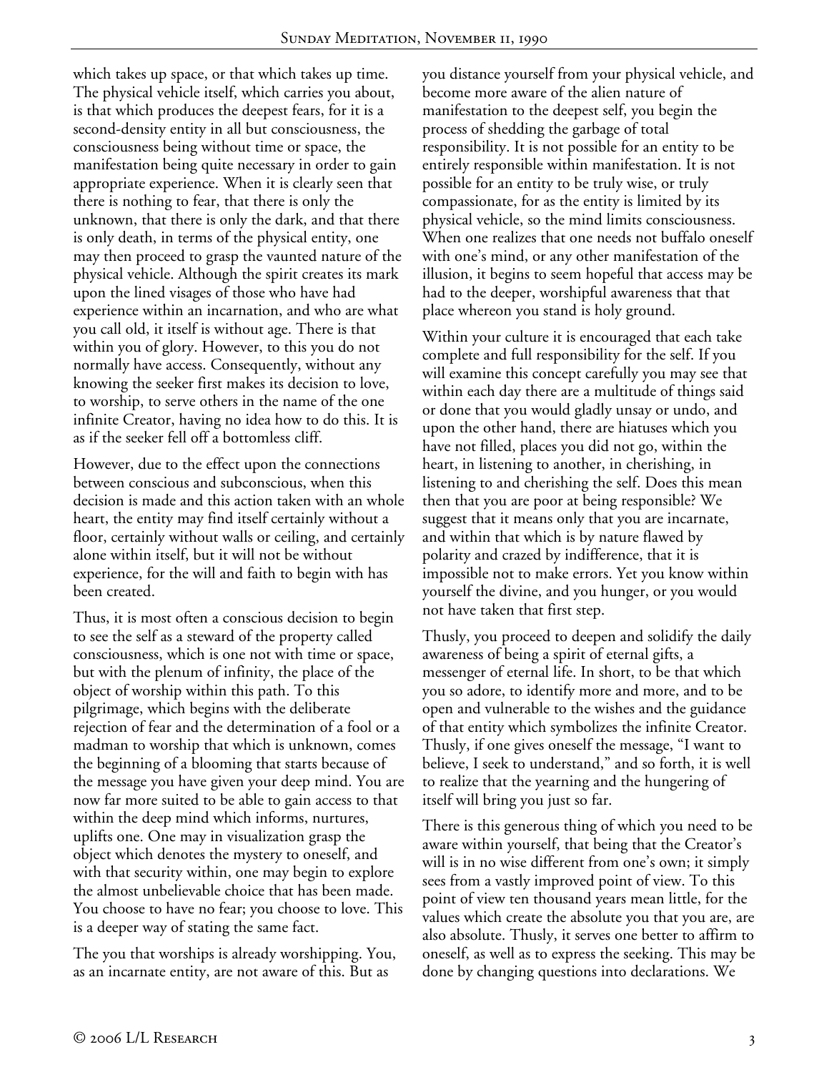which takes up space, or that which takes up time. The physical vehicle itself, which carries you about, is that which produces the deepest fears, for it is a second-density entity in all but consciousness, the consciousness being without time or space, the manifestation being quite necessary in order to gain appropriate experience. When it is clearly seen that there is nothing to fear, that there is only the unknown, that there is only the dark, and that there is only death, in terms of the physical entity, one may then proceed to grasp the vaunted nature of the physical vehicle. Although the spirit creates its mark upon the lined visages of those who have had experience within an incarnation, and who are what you call old, it itself is without age. There is that within you of glory. However, to this you do not normally have access. Consequently, without any knowing the seeker first makes its decision to love, to worship, to serve others in the name of the one infinite Creator, having no idea how to do this. It is as if the seeker fell off a bottomless cliff.

However, due to the effect upon the connections between conscious and subconscious, when this decision is made and this action taken with an whole heart, the entity may find itself certainly without a floor, certainly without walls or ceiling, and certainly alone within itself, but it will not be without experience, for the will and faith to begin with has been created.

Thus, it is most often a conscious decision to begin to see the self as a steward of the property called consciousness, which is one not with time or space, but with the plenum of infinity, the place of the object of worship within this path. To this pilgrimage, which begins with the deliberate rejection of fear and the determination of a fool or a madman to worship that which is unknown, comes the beginning of a blooming that starts because of the message you have given your deep mind. You are now far more suited to be able to gain access to that within the deep mind which informs, nurtures, uplifts one. One may in visualization grasp the object which denotes the mystery to oneself, and with that security within, one may begin to explore the almost unbelievable choice that has been made. You choose to have no fear; you choose to love. This is a deeper way of stating the same fact.

The you that worships is already worshipping. You, as an incarnate entity, are not aware of this. But as you distance yourself from your physical vehicle, and become more aware of the alien nature of manifestation to the deepest self, you begin the process of shedding the garbage of total responsibility. It is not possible for an entity to be entirely responsible within manifestation. It is not possible for an entity to be truly wise, or truly compassionate, for as the entity is limited by its physical vehicle, so the mind limits consciousness. When one realizes that one needs not buffalo oneself with one's mind, or any other manifestation of the illusion, it begins to seem hopeful that access may be had to the deeper, worshipful awareness that that place whereon you stand is holy ground.

Within your culture it is encouraged that each take complete and full responsibility for the self. If you will examine this concept carefully you may see that within each day there are a multitude of things said or done that you would gladly unsay or undo, and upon the other hand, there are hiatuses which you have not filled, places you did not go, within the heart, in listening to another, in cherishing, in listening to and cherishing the self. Does this mean then that you are poor at being responsible? We suggest that it means only that you are incarnate, and within that which is by nature flawed by polarity and crazed by indifference, that it is impossible not to make errors. Yet you know within yourself the divine, and you hunger, or you would not have taken that first step.

Thusly, you proceed to deepen and solidify the daily awareness of being a spirit of eternal gifts, a messenger of eternal life. In short, to be that which you so adore, to identify more and more, and to be open and vulnerable to the wishes and the guidance of that entity which symbolizes the infinite Creator. Thusly, if one gives oneself the message, "I want to believe, I seek to understand," and so forth, it is well to realize that the yearning and the hungering of itself will bring you just so far.

There is this generous thing of which you need to be aware within yourself, that being that the Creator's will is in no wise different from one's own; it simply sees from a vastly improved point of view. To this point of view ten thousand years mean little, for the values which create the absolute you that you are, are also absolute. Thusly, it serves one better to affirm to oneself, as well as to express the seeking. This may be done by changing questions into declarations. We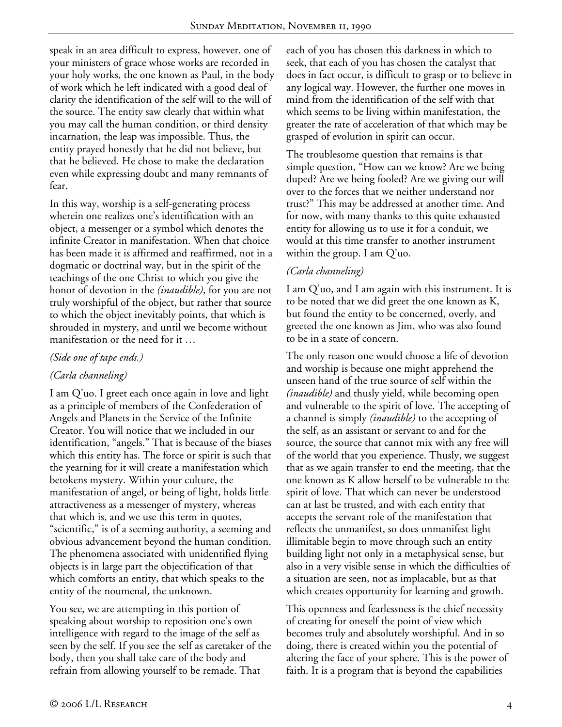speak in an area difficult to express, however, one of your ministers of grace whose works are recorded in your holy works, the one known as Paul, in the body of work which he left indicated with a good deal of clarity the identification of the self will to the will of the source. The entity saw clearly that within what you may call the human condition, or third density incarnation, the leap was impossible. Thus, the entity prayed honestly that he did not believe, but that he believed. He chose to make the declaration even while expressing doubt and many remnants of fear.

In this way, worship is a self-generating process wherein one realizes one's identification with an object, a messenger or a symbol which denotes the infinite Creator in manifestation. When that choice has been made it is affirmed and reaffirmed, not in a dogmatic or doctrinal way, but in the spirit of the teachings of the one Christ to which you give the honor of devotion in the *(inaudible)*, for you are not truly worshipful of the object, but rather that source to which the object inevitably points, that which is shrouded in mystery, and until we become without manifestation or the need for it …

*(Side one of tape ends.)*

*(Carla channeling)*

I am Q'uo. I greet each once again in love and light as a principle of members of the Confederation of Angels and Planets in the Service of the Infinite Creator. You will notice that we included in our identification, "angels." That is because of the biases which this entity has. The force or spirit is such that the yearning for it will create a manifestation which betokens mystery. Within your culture, the manifestation of angel, or being of light, holds little attractiveness as a messenger of mystery, whereas that which is, and we use this term in quotes, "scientific," is of a seeming authority, a seeming and obvious advancement beyond the human condition. The phenomena associated with unidentified flying objects is in large part the objectification of that which comforts an entity, that which speaks to the entity of the noumenal, the unknown.

You see, we are attempting in this portion of speaking about worship to reposition one's own intelligence with regard to the image of the self as seen by the self. If you see the self as caretaker of the body, then you shall take care of the body and refrain from allowing yourself to be remade. That each of you has chosen this darkness in which to seek, that each of you has chosen the catalyst that does in fact occur, is difficult to grasp or to believe in any logical way. However, the further one moves in mind from the identification of the self with that which seems to be living within manifestation, the greater the rate of acceleration of that which may be grasped of evolution in spirit can occur.

The troublesome question that remains is that simple question, "How can we know? Are we being duped? Are we being fooled? Are we giving our will over to the forces that we neither understand nor trust?" This may be addressed at another time. And for now, with many thanks to this quite exhausted entity for allowing us to use it for a conduit, we would at this time transfer to another instrument within the group. I am Q'uo.

*(Carla channeling)*

I am Q'uo, and I am again with this instrument. It is to be noted that we did greet the one known as K, but found the entity to be concerned, overly, and greeted the one known as Jim, who was also found to be in a state of concern.

The only reason one would choose a life of devotion and worship is because one might apprehend the unseen hand of the true source of self within the *(inaudible)* and thusly yield, while becoming open and vulnerable to the spirit of love. The accepting of a channel is simply *(inaudible)* to the accepting of the self, as an assistant or servant to and for the source, the source that cannot mix with any free will of the world that you experience. Thusly, we suggest that as we again transfer to end the meeting, that the one known as K allow herself to be vulnerable to the spirit of love. That which can never be understood can at last be trusted, and with each entity that accepts the servant role of the manifestation that reflects the unmanifest, so does unmanifest light illimitable begin to move through such an entity building light not only in a metaphysical sense, but also in a very visible sense in which the difficulties of a situation are seen, not as implacable, but as that which creates opportunity for learning and growth.

This openness and fearlessness is the chief necessity of creating for oneself the point of view which becomes truly and absolutely worshipful. And in so doing, there is created within you the potential of altering the face of your sphere. This is the power of faith. It is a program that is beyond the capabilities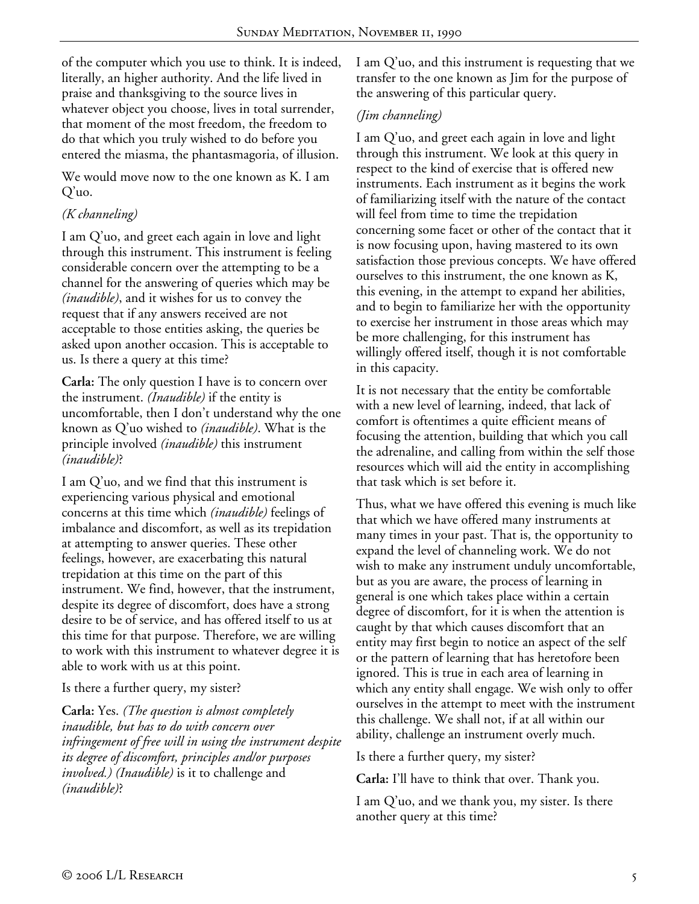of the computer which you use to think. It is indeed, literally, an higher authority. And the life lived in praise and thanksgiving to the source lives in whatever object you choose, lives in total surrender, that moment of the most freedom, the freedom to do that which you truly wished to do before you entered the miasma, the phantasmagoria, of illusion.

We would move now to the one known as K. I am Q'uo.

*(K channeling)*

I am Q'uo, and greet each again in love and light through this instrument. This instrument is feeling considerable concern over the attempting to be a channel for the answering of queries which may be *(inaudible)*, and it wishes for us to convey the request that if any answers received are not acceptable to those entities asking, the queries be asked upon another occasion. This is acceptable to us. Is there a query at this time?

**Carla:** The only question I have is to concern over the instrument. *(Inaudible)* if the entity is uncomfortable, then I don't understand why the one known as Q'uo wished to *(inaudible)*. What is the principle involved *(inaudible)* this instrument *(inaudible)*?

I am Q'uo, and we find that this instrument is experiencing various physical and emotional concerns at this time which *(inaudible)* feelings of imbalance and discomfort, as well as its trepidation at attempting to answer queries. These other feelings, however, are exacerbating this natural trepidation at this time on the part of this instrument. We find, however, that the instrument, despite its degree of discomfort, does have a strong desire to be of service, and has offered itself to us at this time for that purpose. Therefore, we are willing to work with this instrument to whatever degree it is able to work with us at this point.

Is there a further query, my sister?

**Carla:** Yes. *(The question is almost completely inaudible, but has to do with concern over infringement of free will in using the instrument despite its degree of discomfort, principles and/or purposes involved.) (Inaudible)* is it to challenge and *(inaudible)*?

I am Q'uo, and this instrument is requesting that we transfer to the one known as Jim for the purpose of the answering of this particular query.

*(Jim channeling)*

I am Q'uo, and greet each again in love and light through this instrument. We look at this query in respect to the kind of exercise that is offered new instruments. Each instrument as it begins the work of familiarizing itself with the nature of the contact will feel from time to time the trepidation concerning some facet or other of the contact that it is now focusing upon, having mastered to its own satisfaction those previous concepts. We have offered ourselves to this instrument, the one known as K, this evening, in the attempt to expand her abilities, and to begin to familiarize her with the opportunity to exercise her instrument in those areas which may be more challenging, for this instrument has willingly offered itself, though it is not comfortable in this capacity.

It is not necessary that the entity be comfortable with a new level of learning, indeed, that lack of comfort is oftentimes a quite efficient means of focusing the attention, building that which you call the adrenaline, and calling from within the self those resources which will aid the entity in accomplishing that task which is set before it.

Thus, what we have offered this evening is much like that which we have offered many instruments at many times in your past. That is, the opportunity to expand the level of channeling work. We do not wish to make any instrument unduly uncomfortable, but as you are aware, the process of learning in general is one which takes place within a certain degree of discomfort, for it is when the attention is caught by that which causes discomfort that an entity may first begin to notice an aspect of the self or the pattern of learning that has heretofore been ignored. This is true in each area of learning in which any entity shall engage. We wish only to offer ourselves in the attempt to meet with the instrument this challenge. We shall not, if at all within our ability, challenge an instrument overly much.

Is there a further query, my sister?

**Carla:** I'll have to think that over. Thank you.

I am Q'uo, and we thank you, my sister. Is there another query at this time?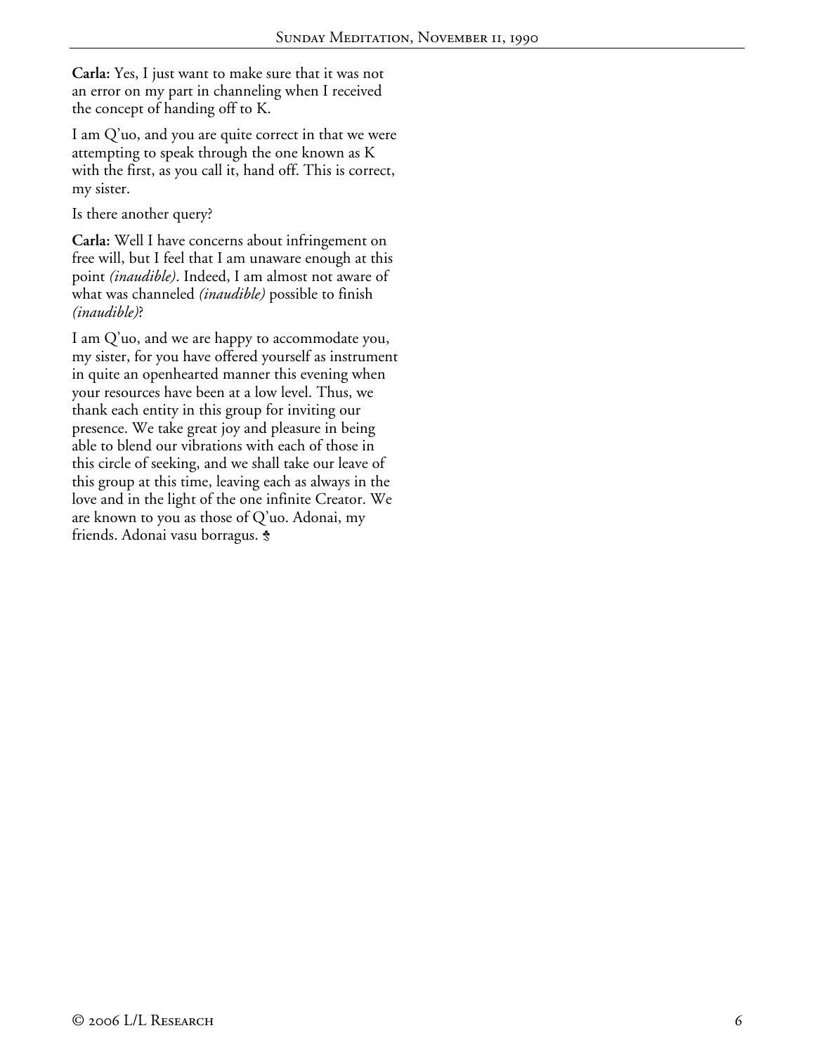**Carla:** Yes, I just want to make sure that it was not an error on my part in channeling when I received the concept of handing off to K.

I am Q'uo, and you are quite correct in that we were attempting to speak through the one known as K with the first, as you call it, hand off. This is correct, my sister.

Is there another query?

**Carla:** Well I have concerns about infringement on free will, but I feel that I am unaware enough at this point *(inaudible)*. Indeed, I am almost not aware of what was channeled *(inaudible)* possible to finish *(inaudible)*?

I am Q'uo, and we are happy to accommodate you, my sister, for you have offered yourself as instrument in quite an openhearted manner this evening when your resources have been at a low level. Thus, we thank each entity in this group for inviting our presence. We take great joy and pleasure in being able to blend our vibrations with each of those in this circle of seeking, and we shall take our leave of this group at this time, leaving each as always in the love and in the light of the one infinite Creator. We are known to you as those of Q'uo. Adonai, my friends. Adonai vasu borragus.